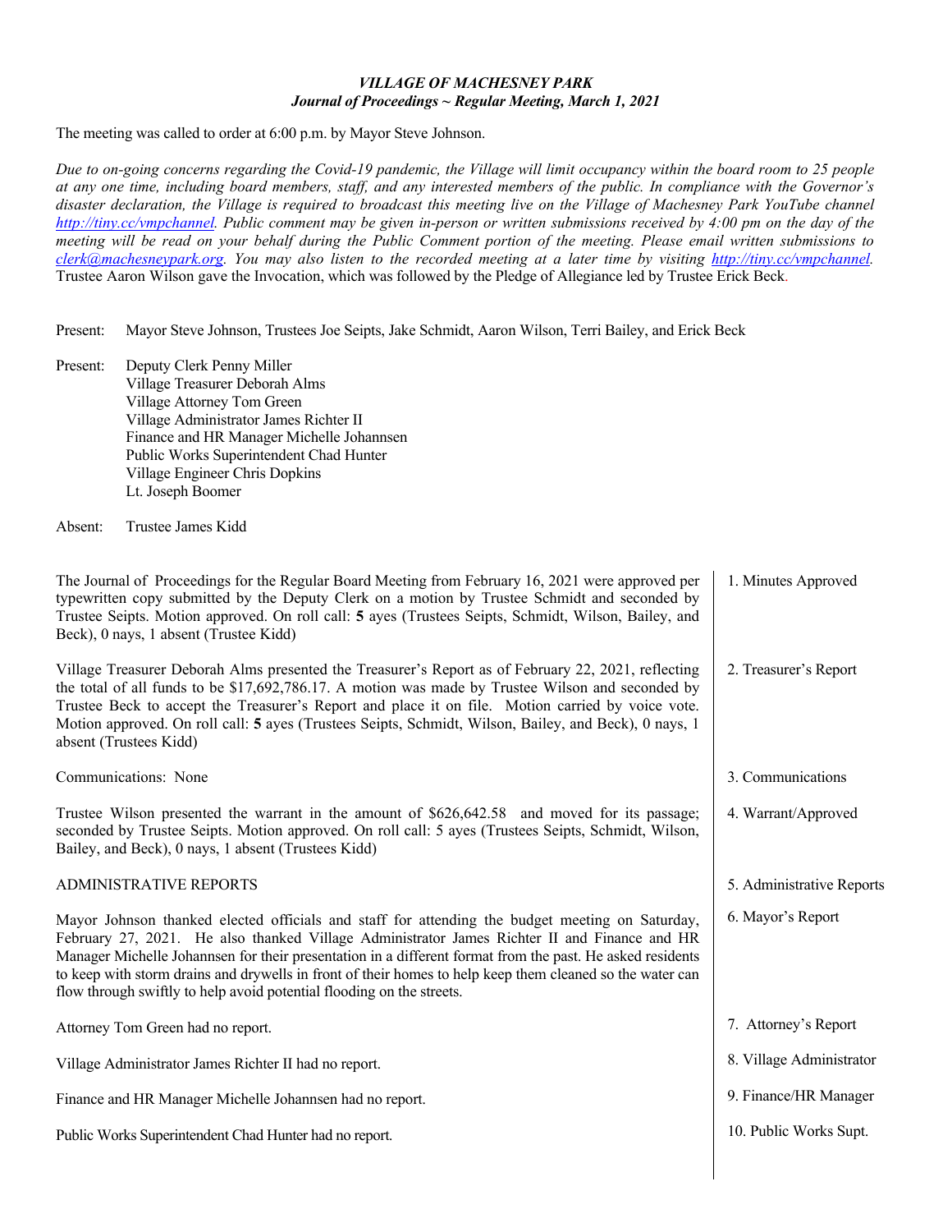***VILLAGE OF MACHESNEY PARK***
***Journal of Proceedings ~ Regular Meeting, March 1, 2021***

The meeting was called to order at 6:00 p.m. by Mayor Steve Johnson.

*Due to on-going concerns regarding the Covid-19 pandemic, the Village will limit occupancy within the board room to 25 people at any one time, including board members, staff, and any interested members of the public. In compliance with the Governor's disaster declaration, the Village is required to broadcast this meeting live on the Village of Machesney Park YouTube channel http://tiny.cc/vmpchannel. Public comment may be given in-person or written submissions received by 4:00 pm on the day of the meeting will be read on your behalf during the Public Comment portion of the meeting. Please email written submissions to clerk@machesneypark.org. You may also listen to the recorded meeting at a later time by visiting http://tiny.cc/vmpchannel.*
Trustee Aaron Wilson gave the Invocation, which was followed by the Pledge of Allegiance led by Trustee Erick Beck.

Present: Mayor Steve Johnson, Trustees Joe Seipts, Jake Schmidt, Aaron Wilson, Terri Bailey, and Erick Beck

Present: Deputy Clerk Penny Miller
Village Treasurer Deborah Alms
Village Attorney Tom Green
Village Administrator James Richter II
Finance and HR Manager Michelle Johannsen
Public Works Superintendent Chad Hunter
Village Engineer Chris Dopkins
Lt. Joseph Boomer

Absent: Trustee James Kidd

| | |
|---|---|
| The Journal of Proceedings for the Regular Board Meeting from February 16, 2021 were approved per typewritten copy submitted by the Deputy Clerk on a motion by Trustee Schmidt and seconded by Trustee Seipts. Motion approved. On roll call: **5** ayes (Trustees Seipts, Schmidt, Wilson, Bailey, and Beck), 0 nays, 1 absent (Trustee Kidd) | 1. Minutes Approved |
| Village Treasurer Deborah Alms presented the Treasurer's Report as of February 22, 2021, reflecting the total of all funds to be $17,692,786.17. A motion was made by Trustee Wilson and seconded by Trustee Beck to accept the Treasurer's Report and place it on file. Motion carried by voice vote. Motion approved. On roll call: **5** ayes (Trustees Seipts, Schmidt, Wilson, Bailey, and Beck), 0 nays, 1 absent (Trustees Kidd) | 2. Treasurer's Report |
| Communications: None | 3. Communications |
| Trustee Wilson presented the warrant in the amount of $626,642.58 and moved for its passage; seconded by Trustee Seipts. Motion approved. On roll call: 5 ayes (Trustees Seipts, Schmidt, Wilson, Bailey, and Beck), 0 nays, 1 absent (Trustees Kidd) | 4. Warrant/Approved |
| ADMINISTRATIVE REPORTS | 5. Administrative Reports |
| Mayor Johnson thanked elected officials and staff for attending the budget meeting on Saturday, February 27, 2021. He also thanked Village Administrator James Richter II and Finance and HR Manager Michelle Johannsen for their presentation in a different format from the past. He asked residents to keep with storm drains and drywells in front of their homes to help keep them cleaned so the water can flow through swiftly to help avoid potential flooding on the streets. | 6. Mayor's Report |
| Attorney Tom Green had no report. | 7. Attorney's Report |
| Village Administrator James Richter II had no report. | 8. Village Administrator |
| Finance and HR Manager Michelle Johannsen had no report. | 9. Finance/HR Manager |
| Public Works Superintendent Chad Hunter had no report. | 10. Public Works Supt. |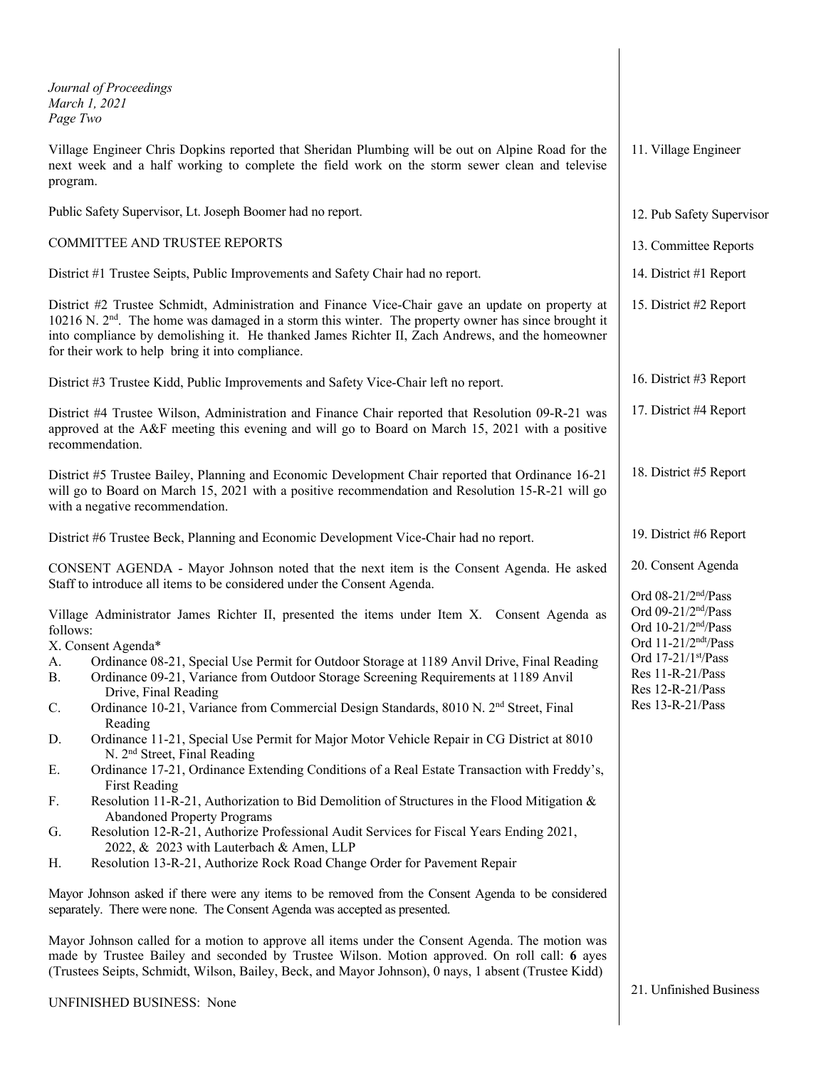Village Engineer Chris Dopkins reported that Sheridan Plumbing will be out on Alpine Road for the next week and a half working to complete the field work on the storm sewer clean and televise program.

11. Village Engineer

Public Safety Supervisor, Lt. Joseph Boomer had no report.

12. Pub Safety Supervisor

COMMITTEE AND TRUSTEE REPORTS

13. Committee Reports

District #1 Trustee Seipts, Public Improvements and Safety Chair had no report.

14. District #1 Report

District #2 Trustee Schmidt, Administration and Finance Vice-Chair gave an update on property at 10216 N. 2nd. The home was damaged in a storm this winter. The property owner has since brought it into compliance by demolishing it. He thanked James Richter II, Zach Andrews, and the homeowner for their work to help bring it into compliance.

15. District #2 Report

District #3 Trustee Kidd, Public Improvements and Safety Vice-Chair left no report.

16. District #3 Report

District #4 Trustee Wilson, Administration and Finance Chair reported that Resolution 09-R-21 was approved at the A&F meeting this evening and will go to Board on March 15, 2021 with a positive recommendation.

17. District #4 Report

District #5 Trustee Bailey, Planning and Economic Development Chair reported that Ordinance 16-21 will go to Board on March 15, 2021 with a positive recommendation and Resolution 15-R-21 will go with a negative recommendation.

18. District #5 Report

District #6 Trustee Beck, Planning and Economic Development Vice-Chair had no report.

19. District #6 Report

CONSENT AGENDA - Mayor Johnson noted that the next item is the Consent Agenda. He asked Staff to introduce all items to be considered under the Consent Agenda.

20. Consent Agenda

Ord 08-21/2nd/Pass
Ord 09-21/2nd/Pass
Ord 10-21/2nd/Pass
Ord 11-21/2ndt/Pass
Ord 17-21/1st/Pass
Res 11-R-21/Pass
Res 12-R-21/Pass
Res 13-R-21/Pass

Village Administrator James Richter II, presented the items under Item X. Consent Agenda as follows:

X. Consent Agenda*

A. Ordinance 08-21, Special Use Permit for Outdoor Storage at 1189 Anvil Drive, Final Reading
B. Ordinance 09-21, Variance from Outdoor Storage Screening Requirements at 1189 Anvil Drive, Final Reading
C. Ordinance 10-21, Variance from Commercial Design Standards, 8010 N. 2nd Street, Final Reading
D. Ordinance 11-21, Special Use Permit for Major Motor Vehicle Repair in CG District at 8010 N. 2nd Street, Final Reading
E. Ordinance 17-21, Ordinance Extending Conditions of a Real Estate Transaction with Freddy's, First Reading
F. Resolution 11-R-21, Authorization to Bid Demolition of Structures in the Flood Mitigation & Abandoned Property Programs
G. Resolution 12-R-21, Authorize Professional Audit Services for Fiscal Years Ending 2021, 2022, & 2023 with Lauterbach & Amen, LLP
H. Resolution 13-R-21, Authorize Rock Road Change Order for Pavement Repair

Mayor Johnson asked if there were any items to be removed from the Consent Agenda to be considered separately. There were none. The Consent Agenda was accepted as presented.

Mayor Johnson called for a motion to approve all items under the Consent Agenda. The motion was made by Trustee Bailey and seconded by Trustee Wilson. Motion approved. On roll call: **6** ayes (Trustees Seipts, Schmidt, Wilson, Bailey, Beck, and Mayor Johnson), 0 nays, 1 absent (Trustee Kidd)

UNFINISHED BUSINESS: None

21. Unfinished Business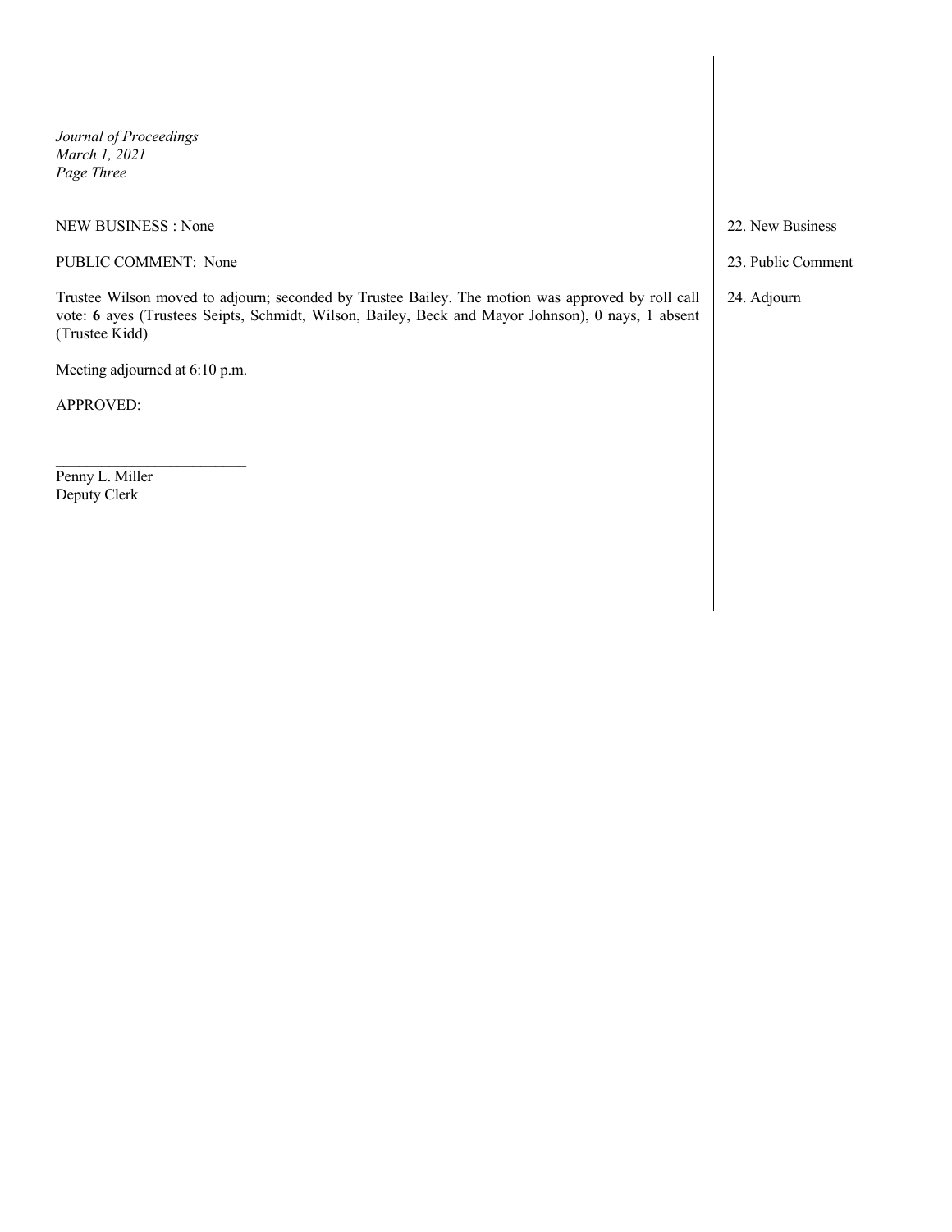NEW BUSINESS : None

22. New Business

PUBLIC COMMENT: None

23. Public Comment

Trustee Wilson moved to adjourn; seconded by Trustee Bailey. The motion was approved by roll call vote: **6** ayes (Trustees Seipts, Schmidt, Wilson, Bailey, Beck and Mayor Johnson), 0 nays, 1 absent (Trustee Kidd)

24. Adjourn

Meeting adjourned at 6:10 p.m.

APPROVED:

\_\_\_\_\_\_\_\_\_\_\_\_\_\_\_\_\_\_\_\_\_\_\_\_\_

Penny L. Miller
Deputy Clerk